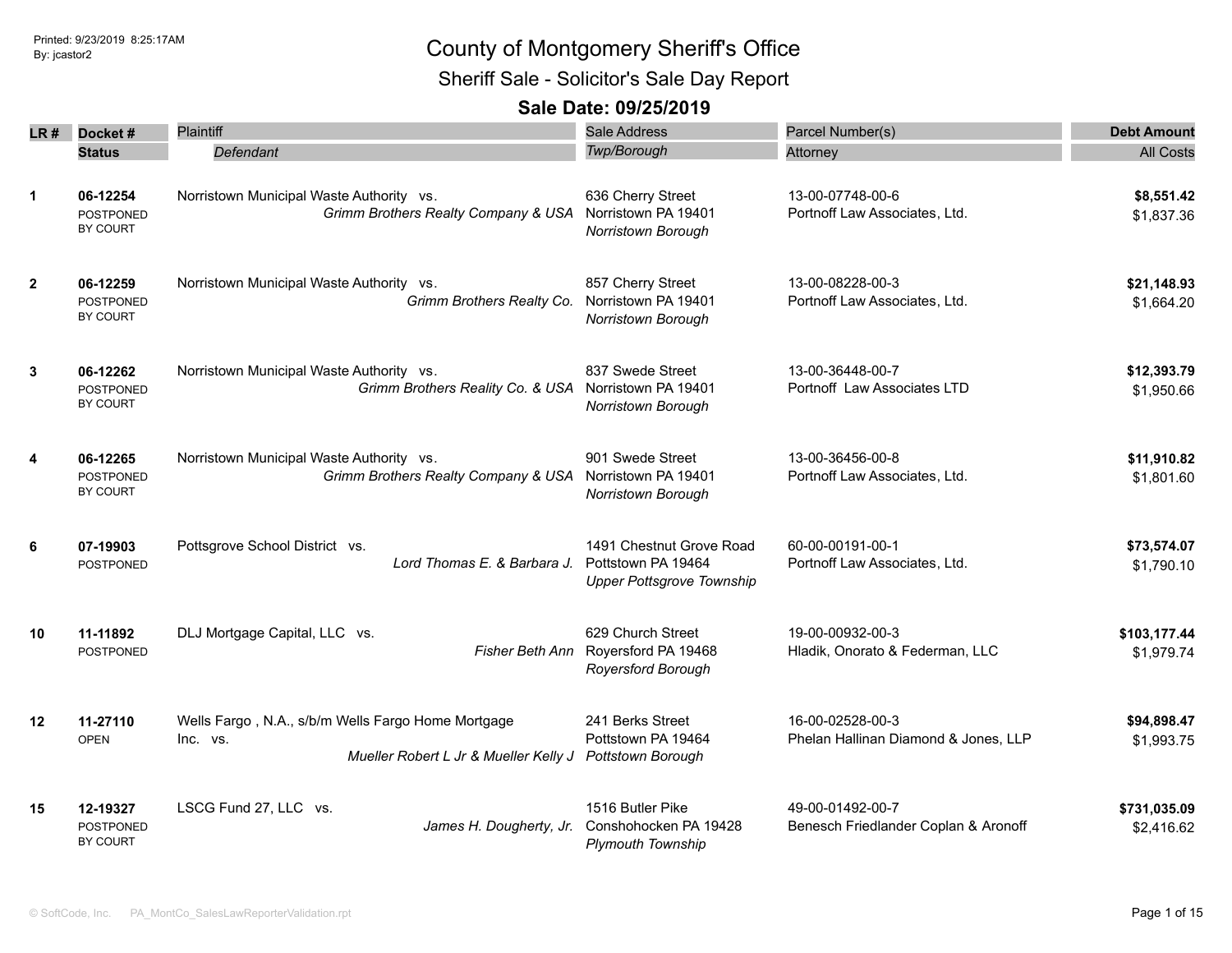Printed: 9/23/2019 8:25:17AM
By: jcastor2

# County of Montgomery Sheriff's Office

## Sheriff Sale - Solicitor's Sale Day Report

### Sale Date: 09/25/2019

| LR # | Docket # / Status | Plaintiff / *Defendant* | Sale Address / *Twp/Borough* | Parcel Number(s) / Attorney | Debt Amount / All Costs |
|---|---|---|---|---|---|
| 1 | **06-12254** POSTPONED BY COURT | Norristown Municipal Waste Authority vs. *Grimm Brothers Realty Company & USA* | 636 Cherry Street Norristown PA 19401 *Norristown Borough* | 13-00-07748-00-6 Portnoff Law Associates, Ltd. | **$8,551.42** $1,837.36 |
| 2 | **06-12259** POSTPONED BY COURT | Norristown Municipal Waste Authority vs. *Grimm Brothers Realty Co.* | 857 Cherry Street Norristown PA 19401 *Norristown Borough* | 13-00-08228-00-3 Portnoff Law Associates, Ltd. | **$21,148.93** $1,664.20 |
| 3 | **06-12262** POSTPONED BY COURT | Norristown Municipal Waste Authority vs. *Grimm Brothers Reality Co. & USA* | 837 Swede Street Norristown PA 19401 *Norristown Borough* | 13-00-36448-00-7 Portnoff Law Associates LTD | **$12,393.79** $1,950.66 |
| 4 | **06-12265** POSTPONED BY COURT | Norristown Municipal Waste Authority vs. *Grimm Brothers Realty Company & USA* | 901 Swede Street Norristown PA 19401 *Norristown Borough* | 13-00-36456-00-8 Portnoff Law Associates, Ltd. | **$11,910.82** $1,801.60 |
| 6 | **07-19903** POSTPONED | Pottsgrove School District vs. *Lord Thomas E. & Barbara J.* | 1491 Chestnut Grove Road Pottstown PA 19464 *Upper Pottsgrove Township* | 60-00-00191-00-1 Portnoff Law Associates, Ltd. | **$73,574.07** $1,790.10 |
| 10 | **11-11892** POSTPONED | DLJ Mortgage Capital, LLC vs. *Fisher Beth Ann* | 629 Church Street Royersford PA 19468 *Royersford Borough* | 19-00-00932-00-3 Hladik, Onorato & Federman, LLC | **$103,177.44** $1,979.74 |
| 12 | **11-27110** OPEN | Wells Fargo , N.A., s/b/m Wells Fargo Home Mortgage Inc. vs. *Mueller Robert L Jr & Mueller Kelly J* | 241 Berks Street Pottstown PA 19464 *Pottstown Borough* | 16-00-02528-00-3 Phelan Hallinan Diamond & Jones, LLP | **$94,898.47** $1,993.75 |
| 15 | **12-19327** POSTPONED BY COURT | LSCG Fund 27, LLC vs. *James H. Dougherty, Jr.* | 1516 Butler Pike Conshohocken PA 19428 *Plymouth Township* | 49-00-01492-00-7 Benesch Friedlander Coplan & Aronoff | **$731,035.09** $2,416.62 |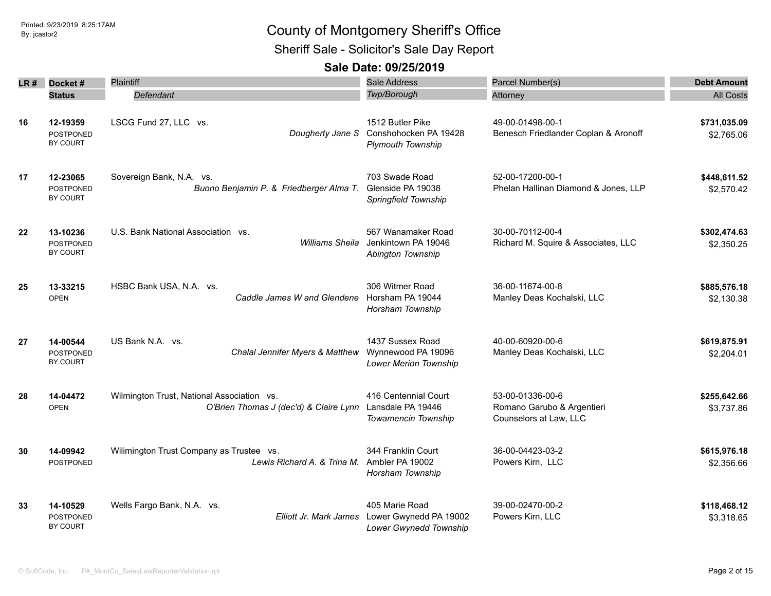# County of Montgomery Sheriff's Office

## Sheriff Sale - Solicitor's Sale Day Report

### Sale Date: 09/25/2019

| LR # | Docket # / Status | Plaintiff / Defendant | Sale Address / Twp/Borough | Parcel Number(s) / Attorney | Debt Amount / All Costs |
|---|---|---|---|---|---|
| 16 | **12-19359** POSTPONED BY COURT | LSCG Fund 27, LLC vs. *Dougherty Jane S* | 1512 Butler Pike Conshohocken PA 19428 *Plymouth Township* | 49-00-01498-00-1 Benesch Friedlander Coplan & Aronoff | **$731,035.09** $2,765.06 |
| 17 | **12-23065** POSTPONED BY COURT | Sovereign Bank, N.A. vs. *Buono Benjamin P. & Friedberger Alma T.* | 703 Swade Road Glenside PA 19038 *Springfield Township* | 52-00-17200-00-1 Phelan Hallinan Diamond & Jones, LLP | **$448,611.52** $2,570.42 |
| 22 | **13-10236** POSTPONED BY COURT | U.S. Bank National Association vs. *Williams Sheila* | 567 Wanamaker Road Jenkintown PA 19046 *Abington Township* | 30-00-70112-00-4 Richard M. Squire & Associates, LLC | **$302,474.63** $2,350.25 |
| 25 | **13-33215** OPEN | HSBC Bank USA, N.A. vs. *Caddle James W and Glendene* | 306 Witmer Road Horsham PA 19044 *Horsham Township* | 36-00-11674-00-8 Manley Deas Kochalski, LLC | **$885,576.18** $2,130.38 |
| 27 | **14-00544** POSTPONED BY COURT | US Bank N.A. vs. *Chalal Jennifer Myers & Matthew* | 1437 Sussex Road Wynnewood PA 19096 *Lower Merion Township* | 40-00-60920-00-6 Manley Deas Kochalski, LLC | **$619,875.91** $2,204.01 |
| 28 | **14-04472** OPEN | Wilmington Trust, National Association vs. *O'Brien Thomas J (dec'd) & Claire Lynn* | 416 Centennial Court Lansdale PA 19446 *Towamencin Township* | 53-00-01336-00-6 Romano Garubo & Argentieri Counselors at Law, LLC | **$255,642.66** $3,737.86 |
| 30 | **14-09942** POSTPONED | Wilimington Trust Company as Trustee vs. *Lewis Richard A. & Trina M.* | 344 Franklin Court Ambler PA 19002 *Horsham Township* | 36-00-04423-03-2 Powers Kirn, LLC | **$615,976.18** $2,356.66 |
| 33 | **14-10529** POSTPONED BY COURT | Wells Fargo Bank, N.A. vs. *Elliott Jr. Mark James* | 405 Marie Road Lower Gwynedd PA 19002 *Lower Gwynedd Township* | 39-00-02470-00-2 Powers Kirn, LLC | **$118,468.12** $3,318.65 |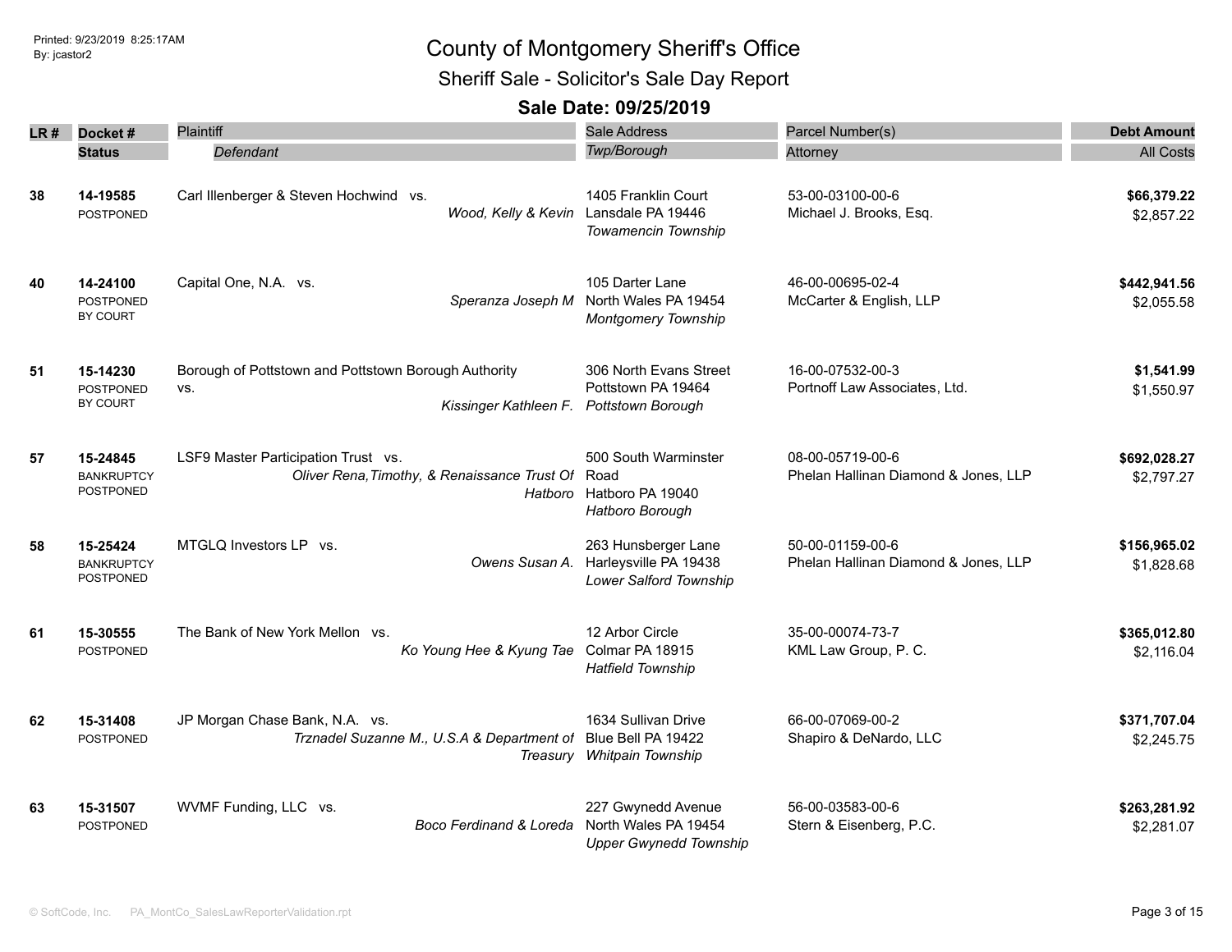Printed: 9/23/2019 8:25:17AM
By: jcastor2

# County of Montgomery Sheriff's Office

## Sheriff Sale - Solicitor's Sale Day Report

### Sale Date: 09/25/2019

| LR # | Docket # / Status | Plaintiff / *Defendant* | Sale Address / *Twp/Borough* | Parcel Number(s) / Attorney | Debt Amount / All Costs |
|---|---|---|---|---|---|
| 38 | **14-19585** POSTPONED | Carl Illenberger & Steven Hochwind vs. *Wood, Kelly & Kevin* | 1405 Franklin Court Lansdale PA 19446 *Towamencin Township* | 53-00-03100-00-6 Michael J. Brooks, Esq. | **$66,379.22** $2,857.22 |
| 40 | **14-24100** POSTPONED BY COURT | Capital One, N.A. vs. *Speranza Joseph M* | 105 Darter Lane North Wales PA 19454 *Montgomery Township* | 46-00-00695-02-4 McCarter & English, LLP | **$442,941.56** $2,055.58 |
| 51 | **15-14230** POSTPONED BY COURT | Borough of Pottstown and Pottstown Borough Authority vs. *Kissinger Kathleen F.* | 306 North Evans Street Pottstown PA 19464 *Pottstown Borough* | 16-00-07532-00-3 Portnoff Law Associates, Ltd. | **$1,541.99** $1,550.97 |
| 57 | **15-24845** BANKRUPTCY POSTPONED | LSF9 Master Participation Trust vs. *Oliver Rena,Timothy, & Renaissance Trust Of Hatboro* | 500 South Warminster Road Hatboro PA 19040 *Hatboro Borough* | 08-00-05719-00-6 Phelan Hallinan Diamond & Jones, LLP | **$692,028.27** $2,797.27 |
| 58 | **15-25424** BANKRUPTCY POSTPONED | MTGLQ Investors LP vs. *Owens Susan A.* | 263 Hunsberger Lane Harleysville PA 19438 *Lower Salford Township* | 50-00-01159-00-6 Phelan Hallinan Diamond & Jones, LLP | **$156,965.02** $1,828.68 |
| 61 | **15-30555** POSTPONED | The Bank of New York Mellon vs. *Ko Young Hee & Kyung Tae* | 12 Arbor Circle Colmar PA 18915 *Hatfield Township* | 35-00-00074-73-7 KML Law Group, P. C. | **$365,012.80** $2,116.04 |
| 62 | **15-31408** POSTPONED | JP Morgan Chase Bank, N.A. vs. *Trznadel Suzanne M., U.S.A & Department of Treasury* | 1634 Sullivan Drive Blue Bell PA 19422 *Whitpain Township* | 66-00-07069-00-2 Shapiro & DeNardo, LLC | **$371,707.04** $2,245.75 |
| 63 | **15-31507** POSTPONED | WVMF Funding, LLC vs. *Boco Ferdinand & Loreda* | 227 Gwynedd Avenue North Wales PA 19454 *Upper Gwynedd Township* | 56-00-03583-00-6 Stern & Eisenberg, P.C. | **$263,281.92** $2,281.07 |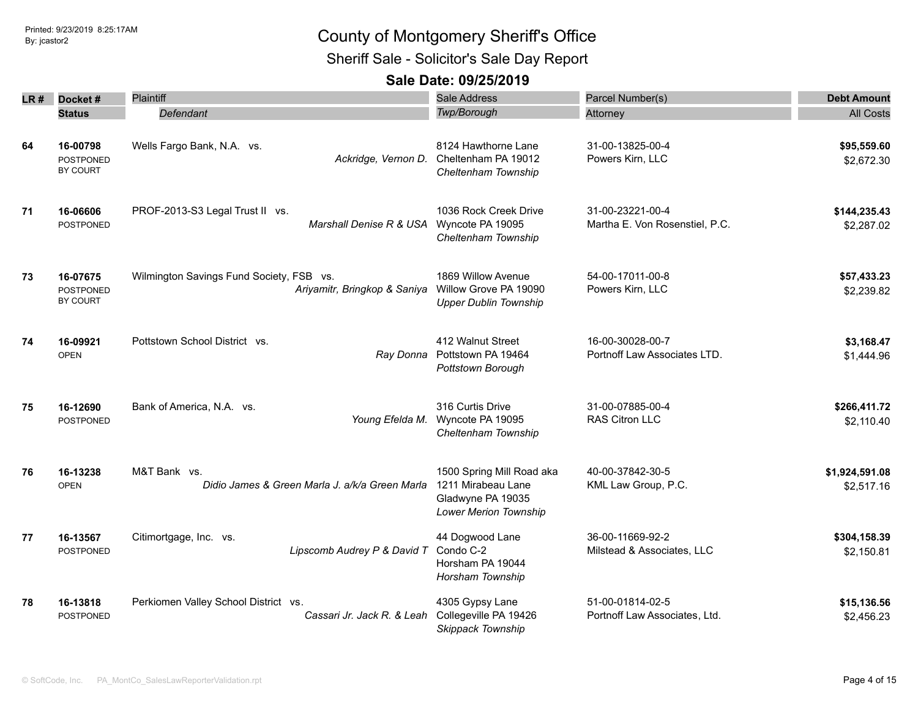Printed: 9/23/2019 8:25:17AM
By: jcastor2

# County of Montgomery Sheriff's Office

## Sheriff Sale - Solicitor's Sale Day Report

### Sale Date: 09/25/2019

| LR # | Docket # / Status | Plaintiff / *Defendant* | Sale Address / *Twp/Borough* | Parcel Number(s) / Attorney | Debt Amount / All Costs |
|---|---|---|---|---|---|
| 64 | **16-00798** POSTPONED BY COURT | Wells Fargo Bank, N.A. vs. *Ackridge, Vernon D.* | 8124 Hawthorne Lane Cheltenham PA 19012 *Cheltenham Township* | 31-00-13825-00-4 Powers Kirn, LLC | **$95,559.60** $2,672.30 |
| 71 | **16-06606** POSTPONED | PROF-2013-S3 Legal Trust II vs. *Marshall Denise R & USA* | 1036 Rock Creek Drive Wyncote PA 19095 *Cheltenham Township* | 31-00-23221-00-4 Martha E. Von Rosenstiel, P.C. | **$144,235.43** $2,287.02 |
| 73 | **16-07675** POSTPONED BY COURT | Wilmington Savings Fund Society, FSB vs. *Ariyamitr, Bringkop & Saniya* | 1869 Willow Avenue Willow Grove PA 19090 *Upper Dublin Township* | 54-00-17011-00-8 Powers Kirn, LLC | **$57,433.23** $2,239.82 |
| 74 | **16-09921** OPEN | Pottstown School District vs. *Ray Donna* | 412 Walnut Street Pottstown PA 19464 *Pottstown Borough* | 16-00-30028-00-7 Portnoff Law Associates LTD. | **$3,168.47** $1,444.96 |
| 75 | **16-12690** POSTPONED | Bank of America, N.A. vs. *Young Efelda M.* | 316 Curtis Drive Wyncote PA 19095 *Cheltenham Township* | 31-00-07885-00-4 RAS Citron LLC | **$266,411.72** $2,110.40 |
| 76 | **16-13238** OPEN | M&T Bank vs. *Didio James & Green Marla J. a/k/a Green Marla* | 1500 Spring Mill Road aka 1211 Mirabeau Lane Gladwyne PA 19035 *Lower Merion Township* | 40-00-37842-30-5 KML Law Group, P.C. | **$1,924,591.08** $2,517.16 |
| 77 | **16-13567** POSTPONED | Citimortgage, Inc. vs. *Lipscomb Audrey P & David T* | 44 Dogwood Lane Condo C-2 Horsham PA 19044 *Horsham Township* | 36-00-11669-92-2 Milstead & Associates, LLC | **$304,158.39** $2,150.81 |
| 78 | **16-13818** POSTPONED | Perkiomen Valley School District vs. *Cassari Jr. Jack R. & Leah* | 4305 Gypsy Lane Collegeville PA 19426 *Skippack Township* | 51-00-01814-02-5 Portnoff Law Associates, Ltd. | **$15,136.56** $2,456.23 |

© SoftCode, Inc. PA_MontCo_SalesLawReporterValidation.rpt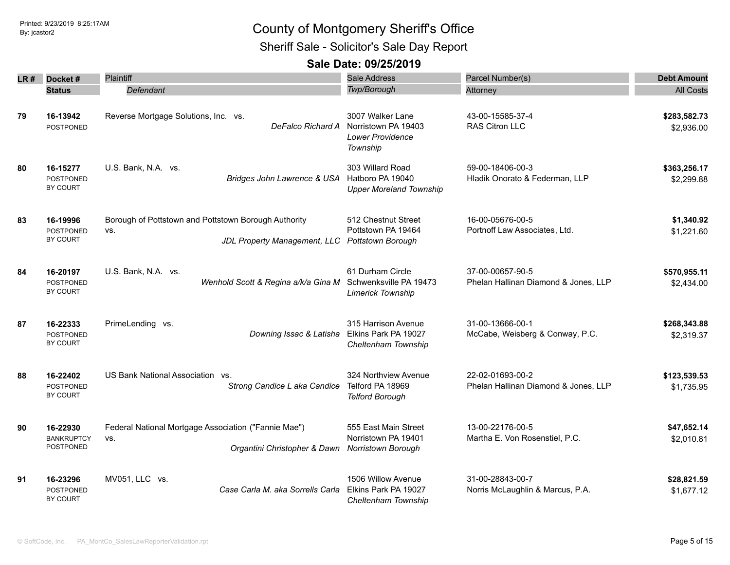Printed: 9/23/2019 8:25:17AM
By: jcastor2

# County of Montgomery Sheriff's Office

## Sheriff Sale - Solicitor's Sale Day Report

### Sale Date: 09/25/2019

| LR # | Docket # / Status | Plaintiff / *Defendant* | Sale Address / *Twp/Borough* | Parcel Number(s) / Attorney | Debt Amount / All Costs |
|---|---|---|---|---|---|
| 79 | **16-13942** POSTPONED | Reverse Mortgage Solutions, Inc. vs. *DeFalco Richard A* | 3007 Walker Lane Norristown PA 19403 *Lower Providence Township* | 43-00-15585-37-4 RAS Citron LLC | **$283,582.73** $2,936.00 |
| 80 | **16-15277** POSTPONED BY COURT | U.S. Bank, N.A. vs. *Bridges John Lawrence & USA* | 303 Willard Road Hatboro PA 19040 *Upper Moreland Township* | 59-00-18406-00-3 Hladik Onorato & Federman, LLP | **$363,256.17** $2,299.88 |
| 83 | **16-19996** POSTPONED BY COURT | Borough of Pottstown and Pottstown Borough Authority vs. *JDL Property Management, LLC* | 512 Chestnut Street Pottstown PA 19464 *Pottstown Borough* | 16-00-05676-00-5 Portnoff Law Associates, Ltd. | **$1,340.92** $1,221.60 |
| 84 | **16-20197** POSTPONED BY COURT | U.S. Bank, N.A. vs. *Wenhold Scott & Regina a/k/a Gina M* | 61 Durham Circle Schwenksville PA 19473 *Limerick Township* | 37-00-00657-90-5 Phelan Hallinan Diamond & Jones, LLP | **$570,955.11** $2,434.00 |
| 87 | **16-22333** POSTPONED BY COURT | PrimeLending vs. *Downing Issac & Latisha* | 315 Harrison Avenue Elkins Park PA 19027 *Cheltenham Township* | 31-00-13666-00-1 McCabe, Weisberg & Conway, P.C. | **$268,343.88** $2,319.37 |
| 88 | **16-22402** POSTPONED BY COURT | US Bank National Association vs. *Strong Candice L aka Candice* | 324 Northview Avenue Telford PA 18969 *Telford Borough* | 22-02-01693-00-2 Phelan Hallinan Diamond & Jones, LLP | **$123,539.53** $1,735.95 |
| 90 | **16-22930** BANKRUPTCY POSTPONED | Federal National Mortgage Association ("Fannie Mae") vs. *Organtini Christopher & Dawn* | 555 East Main Street Norristown PA 19401 *Norristown Borough* | 13-00-22176-00-5 Martha E. Von Rosenstiel, P.C. | **$47,652.14** $2,010.81 |
| 91 | **16-23296** POSTPONED BY COURT | MV051, LLC vs. *Case Carla M. aka Sorrells Carla* | 1506 Willow Avenue Elkins Park PA 19027 *Cheltenham Township* | 31-00-28843-00-7 Norris McLaughlin & Marcus, P.A. | **$28,821.59** $1,677.12 |

© SoftCode, Inc. PA_MontCo_SalesLawReporterValidation.rpt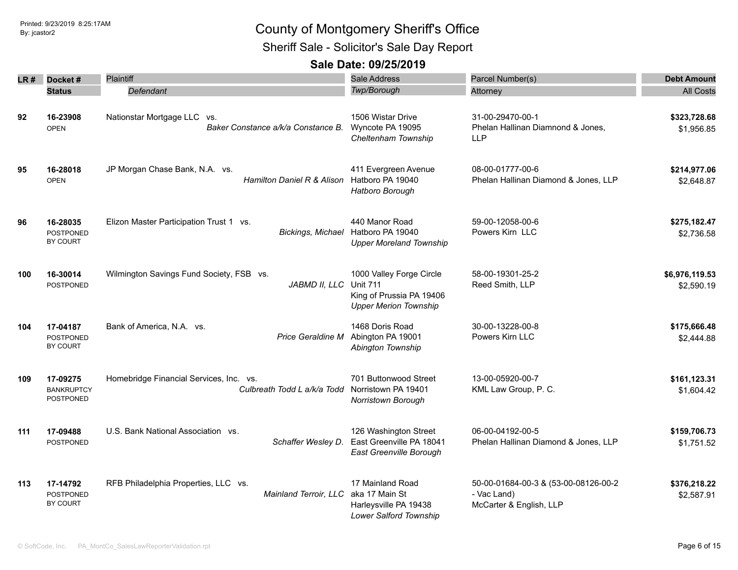# County of Montgomery Sheriff's Office

## Sheriff Sale - Solicitor's Sale Day Report

### Sale Date: 09/25/2019

| LR # | Docket # / Status | Plaintiff / *Defendant* | Sale Address / *Twp/Borough* | Parcel Number(s) / Attorney | Debt Amount / All Costs |
|---|---|---|---|---|---|
| 92 | **16-23908** OPEN | Nationstar Mortgage LLC vs. *Baker Constance a/k/a Constance B.* | 1506 Wistar Drive Wyncote PA 19095 *Cheltenham Township* | 31-00-29470-00-1 Phelan Hallinan Diamnond & Jones, LLP | **$323,728.68** $1,956.85 |
| 95 | **16-28018** OPEN | JP Morgan Chase Bank, N.A. vs. *Hamilton Daniel R & Alison* | 411 Evergreen Avenue Hatboro PA 19040 *Hatboro Borough* | 08-00-01777-00-6 Phelan Hallinan Diamond & Jones, LLP | **$214,977.06** $2,648.87 |
| 96 | **16-28035** POSTPONED BY COURT | Elizon Master Participation Trust 1 vs. *Bickings, Michael* | 440 Manor Road Hatboro PA 19040 *Upper Moreland Township* | 59-00-12058-00-6 Powers Kirn LLC | **$275,182.47** $2,736.58 |
| 100 | **16-30014** POSTPONED | Wilmington Savings Fund Society, FSB vs. *JABMD II, LLC* | 1000 Valley Forge Circle Unit 711 King of Prussia PA 19406 *Upper Merion Township* | 58-00-19301-25-2 Reed Smith, LLP | **$6,976,119.53** $2,590.19 |
| 104 | **17-04187** POSTPONED BY COURT | Bank of America, N.A. vs. *Price Geraldine M* | 1468 Doris Road Abington PA 19001 *Abington Township* | 30-00-13228-00-8 Powers Kirn LLC | **$175,666.48** $2,444.88 |
| 109 | **17-09275** BANKRUPTCY POSTPONED | Homebridge Financial Services, Inc. vs. *Culbreath Todd L a/k/a Todd* | 701 Buttonwood Street Norristown PA 19401 *Norristown Borough* | 13-00-05920-00-7 KML Law Group, P. C. | **$161,123.31** $1,604.42 |
| 111 | **17-09488** POSTPONED | U.S. Bank National Association vs. *Schaffer Wesley D.* | 126 Washington Street East Greenville PA 18041 *East Greenville Borough* | 06-00-04192-00-5 Phelan Hallinan Diamond & Jones, LLP | **$159,706.73** $1,751.52 |
| 113 | **17-14792** POSTPONED BY COURT | RFB Philadelphia Properties, LLC vs. *Mainland Terroir, LLC* | 17 Mainland Road aka 17 Main St Harleysville PA 19438 *Lower Salford Township* | 50-00-01684-00-3 & (53-00-08126-00-2 - Vac Land) McCarter & English, LLP | **$376,218.22** $2,587.91 |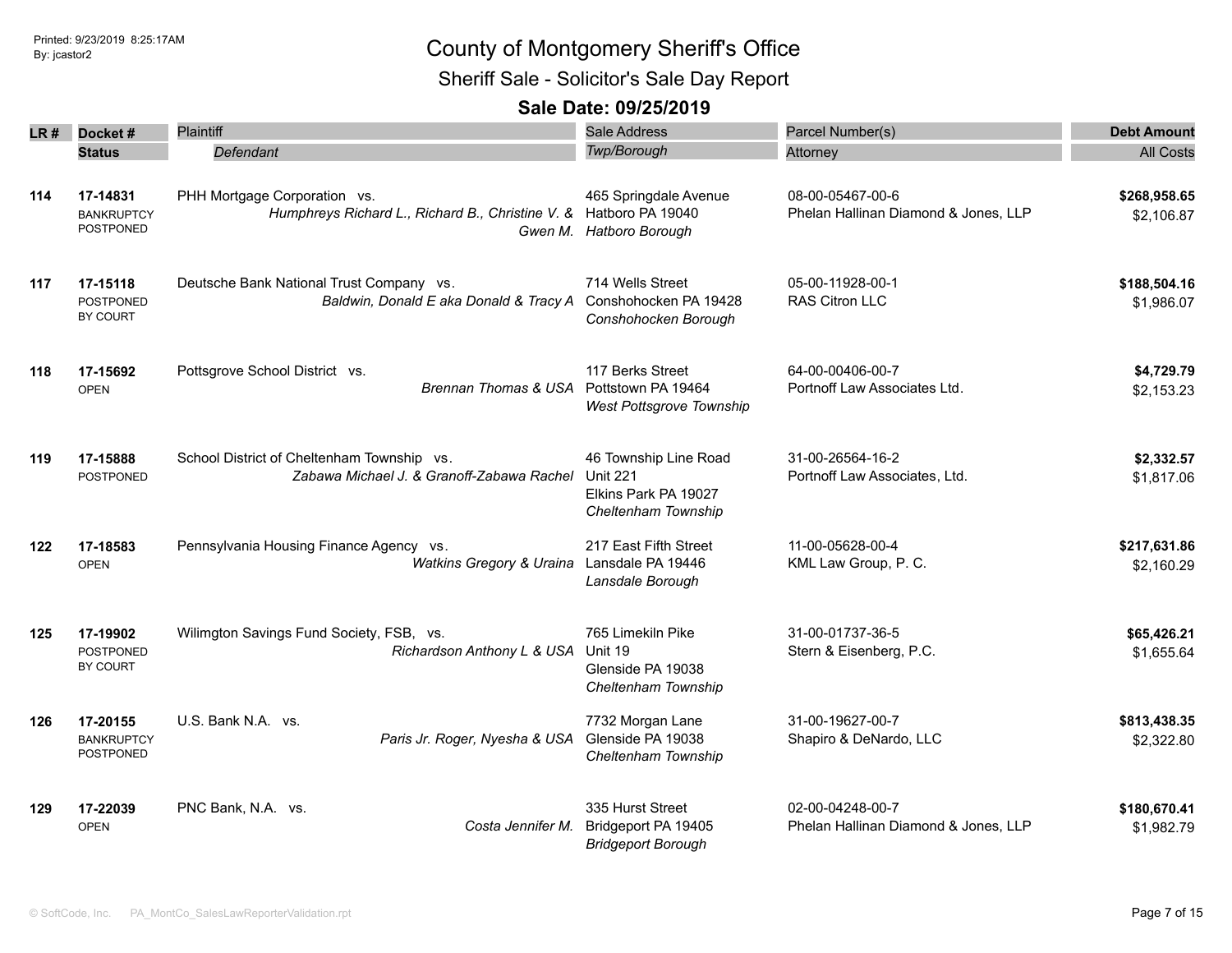# County of Montgomery Sheriff's Office

## Sheriff Sale - Solicitor's Sale Day Report

### Sale Date: 09/25/2019

Printed: 9/23/2019 8:25:17AM
By: jcastor2

| LR # | Docket # / Status | Plaintiff / *Defendant* | Sale Address / *Twp/Borough* | Parcel Number(s) / Attorney | Debt Amount / All Costs |
|---|---|---|---|---|---|
| 114 | **17-14831** BANKRUPTCY POSTPONED | PHH Mortgage Corporation vs. *Humphreys Richard L., Richard B., Christine V. & Gwen M.* | 465 Springdale Avenue Hatboro PA 19040 *Hatboro Borough* | 08-00-05467-00-6 Phelan Hallinan Diamond & Jones, LLP | **$268,958.65** $2,106.87 |
| 117 | **17-15118** POSTPONED BY COURT | Deutsche Bank National Trust Company vs. *Baldwin, Donald E aka Donald & Tracy A* | 714 Wells Street Conshohocken PA 19428 *Conshohocken Borough* | 05-00-11928-00-1 RAS Citron LLC | **$188,504.16** $1,986.07 |
| 118 | **17-15692** OPEN | Pottsgrove School District vs. *Brennan Thomas & USA* | 117 Berks Street Pottstown PA 19464 *West Pottsgrove Township* | 64-00-00406-00-7 Portnoff Law Associates Ltd. | **$4,729.79** $2,153.23 |
| 119 | **17-15888** POSTPONED | School District of Cheltenham Township vs. *Zabawa Michael J. & Granoff-Zabawa Rachel* | 46 Township Line Road Unit 221 Elkins Park PA 19027 *Cheltenham Township* | 31-00-26564-16-2 Portnoff Law Associates, Ltd. | **$2,332.57** $1,817.06 |
| 122 | **17-18583** OPEN | Pennsylvania Housing Finance Agency vs. *Watkins Gregory & Uraina* | 217 East Fifth Street Lansdale PA 19446 *Lansdale Borough* | 11-00-05628-00-4 KML Law Group, P. C. | **$217,631.86** $2,160.29 |
| 125 | **17-19902** POSTPONED BY COURT | Wilimgton Savings Fund Society, FSB, vs. *Richardson Anthony L & USA* | 765 Limekiln Pike Unit 19 Glenside PA 19038 *Cheltenham Township* | 31-00-01737-36-5 Stern & Eisenberg, P.C. | **$65,426.21** $1,655.64 |
| 126 | **17-20155** BANKRUPTCY POSTPONED | U.S. Bank N.A. vs. *Paris Jr. Roger, Nyesha & USA* | 7732 Morgan Lane Glenside PA 19038 *Cheltenham Township* | 31-00-19627-00-7 Shapiro & DeNardo, LLC | **$813,438.35** $2,322.80 |
| 129 | **17-22039** OPEN | PNC Bank, N.A. vs. *Costa Jennifer M.* | 335 Hurst Street Bridgeport PA 19405 *Bridgeport Borough* | 02-00-04248-00-7 Phelan Hallinan Diamond & Jones, LLP | **$180,670.41** $1,982.79 |

© SoftCode, Inc. PA_MontCo_SalesLawReporterValidation.rpt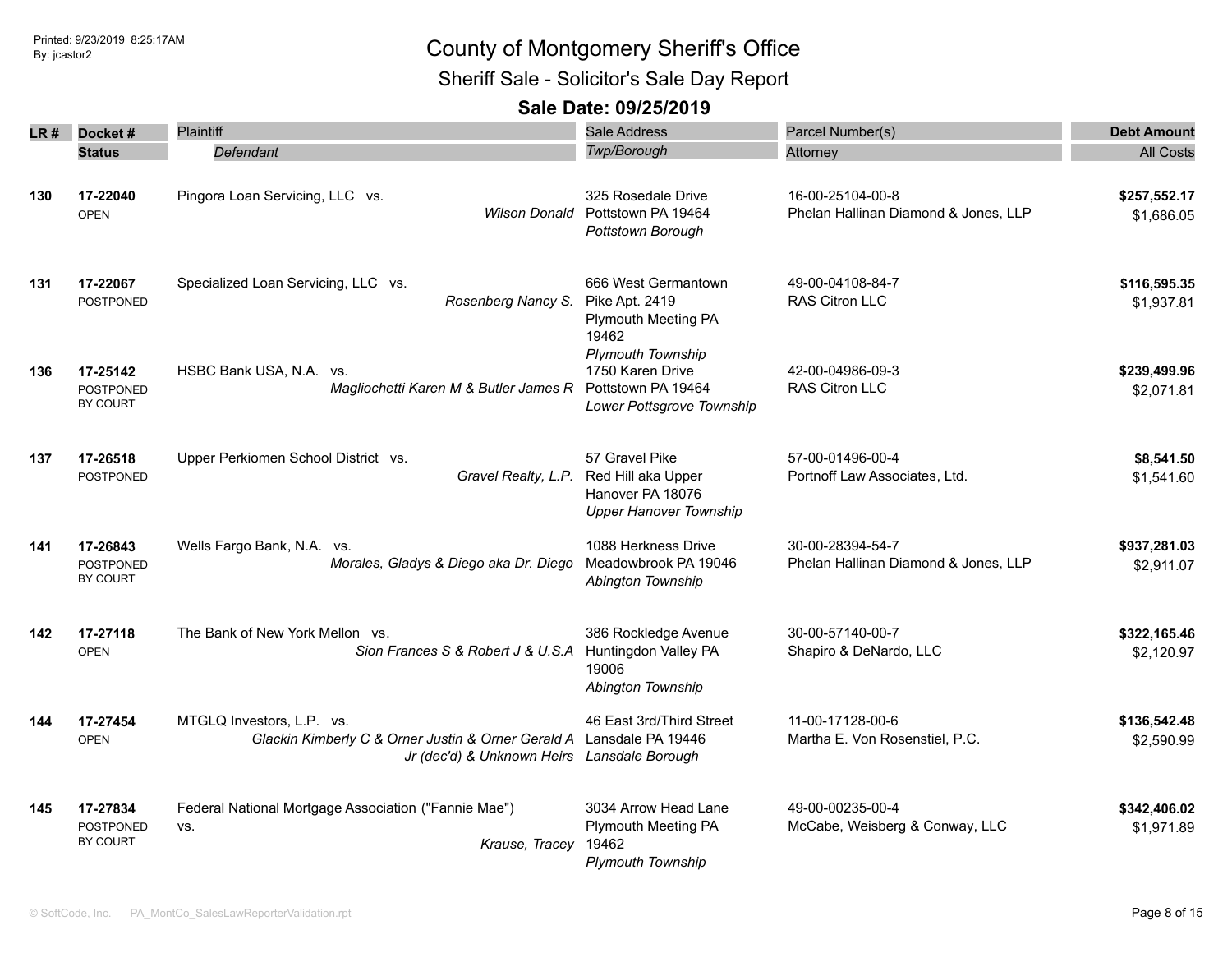# County of Montgomery Sheriff's Office

## Sheriff Sale - Solicitor's Sale Day Report

### Sale Date: 09/25/2019

| LR # | Docket # / Status | Plaintiff / Defendant | Sale Address / Twp/Borough | Parcel Number(s) / Attorney | Debt Amount / All Costs |
|---|---|---|---|---|---|
| 130 | **17-22040** OPEN | Pingora Loan Servicing, LLC vs. *Wilson Donald* | 325 Rosedale Drive Pottstown PA 19464 *Pottstown Borough* | 16-00-25104-00-8 Phelan Hallinan Diamond & Jones, LLP | **$257,552.17** $1,686.05 |
| 131 | **17-22067** POSTPONED | Specialized Loan Servicing, LLC vs. *Rosenberg Nancy S.* | 666 West Germantown Pike Apt. 2419 Plymouth Meeting PA 19462 *Plymouth Township* | 49-00-04108-84-7 RAS Citron LLC | **$116,595.35** $1,937.81 |
| 136 | **17-25142** POSTPONED BY COURT | HSBC Bank USA, N.A. vs. *Magliochetti Karen M & Butler James R* | 1750 Karen Drive Pottstown PA 19464 *Lower Pottsgrove Township* | 42-00-04986-09-3 RAS Citron LLC | **$239,499.96** $2,071.81 |
| 137 | **17-26518** POSTPONED | Upper Perkiomen School District vs. *Gravel Realty, L.P.* | 57 Gravel Pike Red Hill aka Upper Hanover PA 18076 *Upper Hanover Township* | 57-00-01496-00-4 Portnoff Law Associates, Ltd. | **$8,541.50** $1,541.60 |
| 141 | **17-26843** POSTPONED BY COURT | Wells Fargo Bank, N.A. vs. *Morales, Gladys & Diego aka Dr. Diego* | 1088 Herkness Drive Meadowbrook PA 19046 *Abington Township* | 30-00-28394-54-7 Phelan Hallinan Diamond & Jones, LLP | **$937,281.03** $2,911.07 |
| 142 | **17-27118** OPEN | The Bank of New York Mellon vs. *Sion Frances S & Robert J & U.S.A* | 386 Rockledge Avenue Huntingdon Valley PA 19006 *Abington Township* | 30-00-57140-00-7 Shapiro & DeNardo, LLC | **$322,165.46** $2,120.97 |
| 144 | **17-27454** OPEN | MTGLQ Investors, L.P. vs. *Glackin Kimberly C & Orner Justin & Orner Gerald A Jr (dec'd) & Unknown Heirs* | 46 East 3rd/Third Street Lansdale PA 19446 *Lansdale Borough* | 11-00-17128-00-6 Martha E. Von Rosenstiel, P.C. | **$136,542.48** $2,590.99 |
| 145 | **17-27834** POSTPONED BY COURT | Federal National Mortgage Association ("Fannie Mae") vs. *Krause, Tracey* | 3034 Arrow Head Lane Plymouth Meeting PA 19462 *Plymouth Township* | 49-00-00235-00-4 McCabe, Weisberg & Conway, LLC | **$342,406.02** $1,971.89 |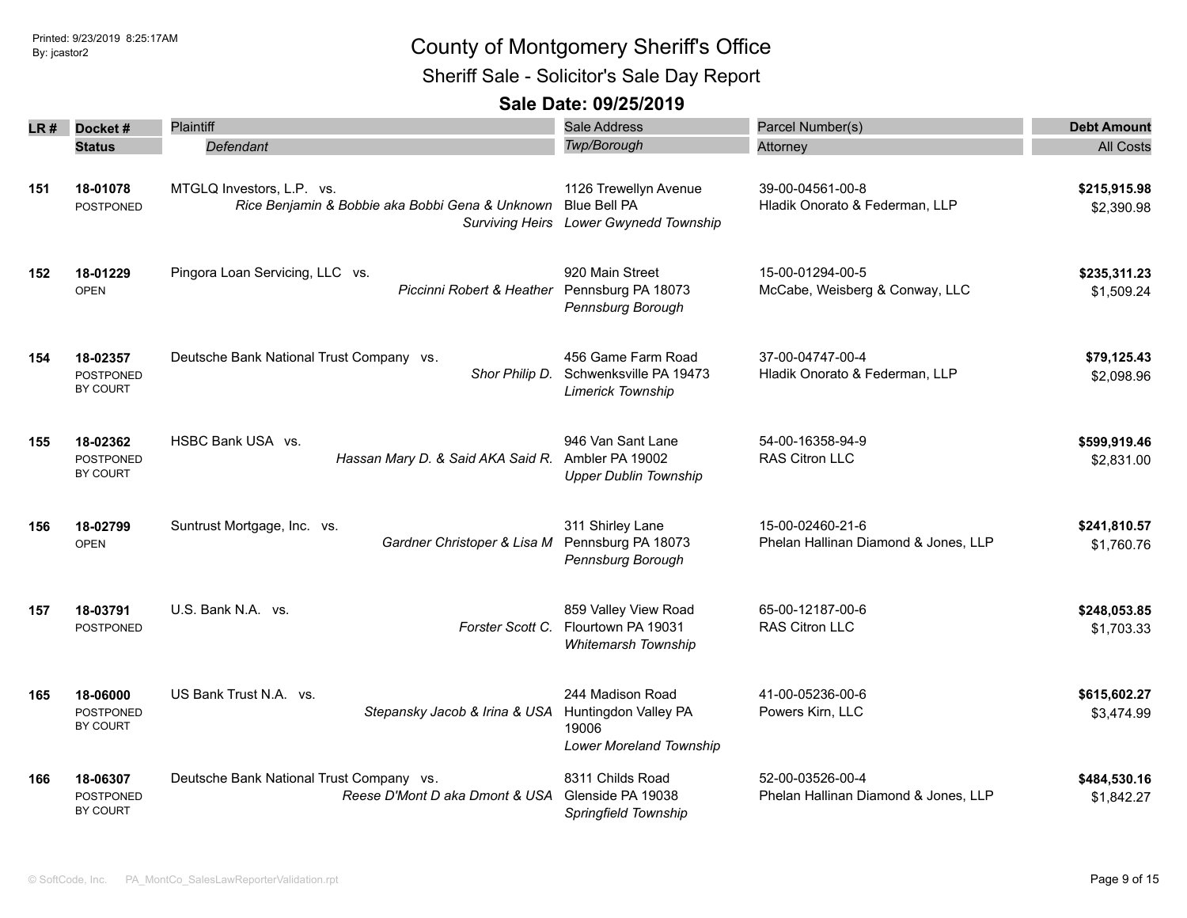# County of Montgomery Sheriff's Office

## Sheriff Sale - Solicitor's Sale Day Report

### Sale Date: 09/25/2019

Printed: 9/23/2019 8:25:17AM
By: jcastor2

| LR # | Docket # / Status | Plaintiff / Defendant | Sale Address / Twp/Borough | Parcel Number(s) / Attorney | Debt Amount / All Costs |
|---|---|---|---|---|---|
| 151 | **18-01078** POSTPONED | MTGLQ Investors, L.P. vs. *Rice Benjamin & Bobbie aka Bobbi Gena & Unknown Surviving Heirs* | 1126 Trewellyn Avenue Blue Bell PA *Lower Gwynedd Township* | 39-00-04561-00-8 Hladik Onorato & Federman, LLP | **$215,915.98** $2,390.98 |
| 152 | **18-01229** OPEN | Pingora Loan Servicing, LLC vs. *Piccinni Robert & Heather* | 920 Main Street Pennsburg PA 18073 *Pennsburg Borough* | 15-00-01294-00-5 McCabe, Weisberg & Conway, LLC | **$235,311.23** $1,509.24 |
| 154 | **18-02357** POSTPONED BY COURT | Deutsche Bank National Trust Company vs. *Shor Philip D.* | 456 Game Farm Road Schwenksville PA 19473 *Limerick Township* | 37-00-04747-00-4 Hladik Onorato & Federman, LLP | **$79,125.43** $2,098.96 |
| 155 | **18-02362** POSTPONED BY COURT | HSBC Bank USA vs. *Hassan Mary D. & Said AKA Said R.* | 946 Van Sant Lane Ambler PA 19002 *Upper Dublin Township* | 54-00-16358-94-9 RAS Citron LLC | **$599,919.46** $2,831.00 |
| 156 | **18-02799** OPEN | Suntrust Mortgage, Inc. vs. *Gardner Christoper & Lisa M* | 311 Shirley Lane Pennsburg PA 18073 *Pennsburg Borough* | 15-00-02460-21-6 Phelan Hallinan Diamond & Jones, LLP | **$241,810.57** $1,760.76 |
| 157 | **18-03791** POSTPONED | U.S. Bank N.A. vs. *Forster Scott C.* | 859 Valley View Road Flourtown PA 19031 *Whitemarsh Township* | 65-00-12187-00-6 RAS Citron LLC | **$248,053.85** $1,703.33 |
| 165 | **18-06000** POSTPONED BY COURT | US Bank Trust N.A. vs. *Stepansky Jacob & Irina & USA* | 244 Madison Road Huntingdon Valley PA 19006 *Lower Moreland Township* | 41-00-05236-00-6 Powers Kirn, LLC | **$615,602.27** $3,474.99 |
| 166 | **18-06307** POSTPONED BY COURT | Deutsche Bank National Trust Company vs. *Reese D'Mont D aka Dmont & USA* | 8311 Childs Road Glenside PA 19038 *Springfield Township* | 52-00-03526-00-4 Phelan Hallinan Diamond & Jones, LLP | **$484,530.16** $1,842.27 |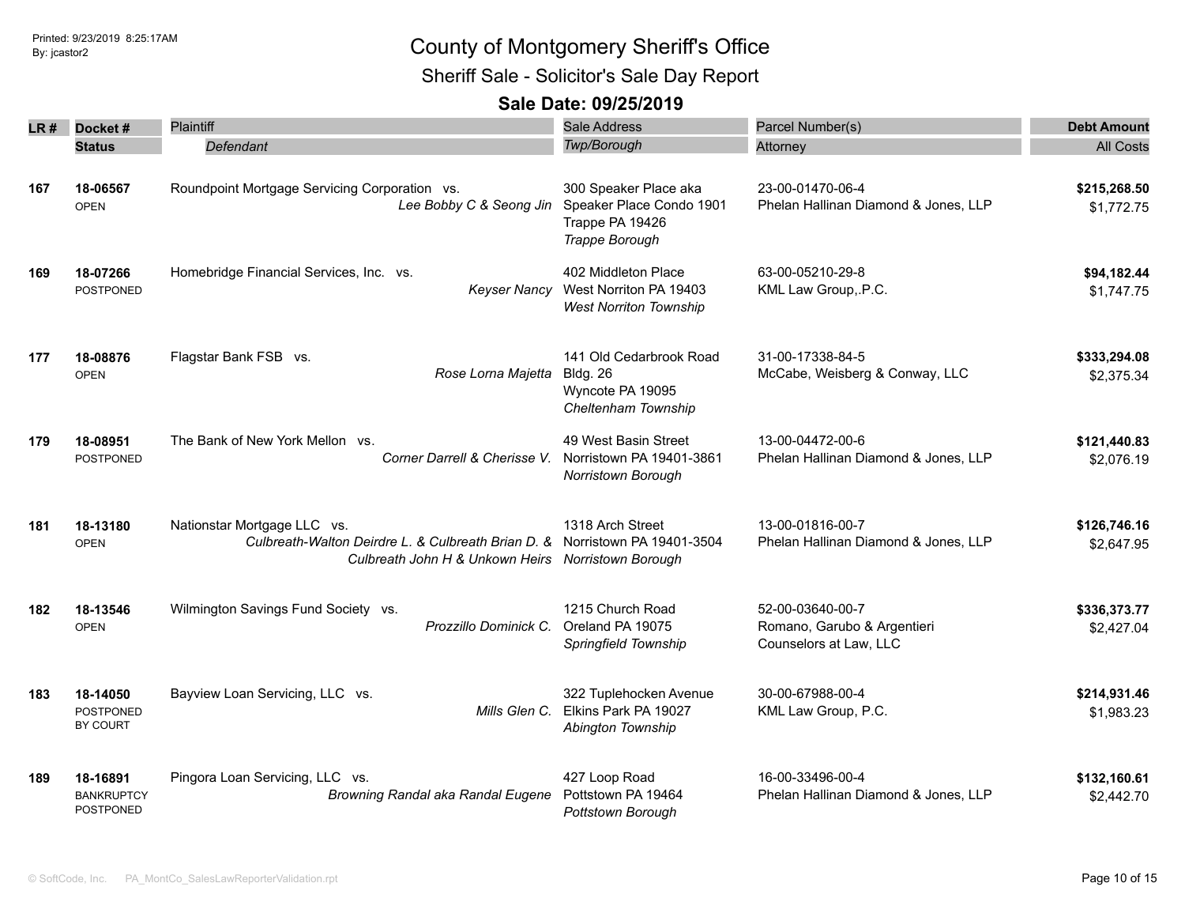# County of Montgomery Sheriff's Office

## Sheriff Sale - Solicitor's Sale Day Report

### Sale Date: 09/25/2019

| LR # | Docket # / Status | Plaintiff / Defendant | Sale Address / Twp/Borough | Parcel Number(s) / Attorney | Debt Amount / All Costs |
|---|---|---|---|---|---|
| 167 | **18-06567** OPEN | Roundpoint Mortgage Servicing Corporation vs. *Lee Bobby C & Seong Jin* | 300 Speaker Place aka Speaker Place Condo 1901 Trappe PA 19426 *Trappe Borough* | 23-00-01470-06-4 Phelan Hallinan Diamond & Jones, LLP | **$215,268.50** $1,772.75 |
| 169 | **18-07266** POSTPONED | Homebridge Financial Services, Inc. vs. *Keyser Nancy* | 402 Middleton Place West Norriton PA 19403 *West Norriton Township* | 63-00-05210-29-8 KML Law Group,.P.C. | **$94,182.44** $1,747.75 |
| 177 | **18-08876** OPEN | Flagstar Bank FSB vs. *Rose Lorna Majetta* | 141 Old Cedarbrook Road Bldg. 26 Wyncote PA 19095 *Cheltenham Township* | 31-00-17338-84-5 McCabe, Weisberg & Conway, LLC | **$333,294.08** $2,375.34 |
| 179 | **18-08951** POSTPONED | The Bank of New York Mellon vs. *Corner Darrell & Cherisse V.* | 49 West Basin Street Norristown PA 19401-3861 *Norristown Borough* | 13-00-04472-00-6 Phelan Hallinan Diamond & Jones, LLP | **$121,440.83** $2,076.19 |
| 181 | **18-13180** OPEN | Nationstar Mortgage LLC vs. *Culbreath-Walton Deirdre L. & Culbreath Brian D. & Culbreath John H & Unkown Heirs* | 1318 Arch Street Norristown PA 19401-3504 *Norristown Borough* | 13-00-01816-00-7 Phelan Hallinan Diamond & Jones, LLP | **$126,746.16** $2,647.95 |
| 182 | **18-13546** OPEN | Wilmington Savings Fund Society vs. *Prozzillo Dominick C.* | 1215 Church Road Oreland PA 19075 *Springfield Township* | 52-00-03640-00-7 Romano, Garubo & Argentieri Counselors at Law, LLC | **$336,373.77** $2,427.04 |
| 183 | **18-14050** POSTPONED BY COURT | Bayview Loan Servicing, LLC vs. *Mills Glen C.* | 322 Tuplehocken Avenue Elkins Park PA 19027 *Abington Township* | 30-00-67988-00-4 KML Law Group, P.C. | **$214,931.46** $1,983.23 |
| 189 | **18-16891** BANKRUPTCY POSTPONED | Pingora Loan Servicing, LLC vs. *Browning Randal aka Randal Eugene* | 427 Loop Road Pottstown PA 19464 *Pottstown Borough* | 16-00-33496-00-4 Phelan Hallinan Diamond & Jones, LLP | **$132,160.61** $2,442.70 |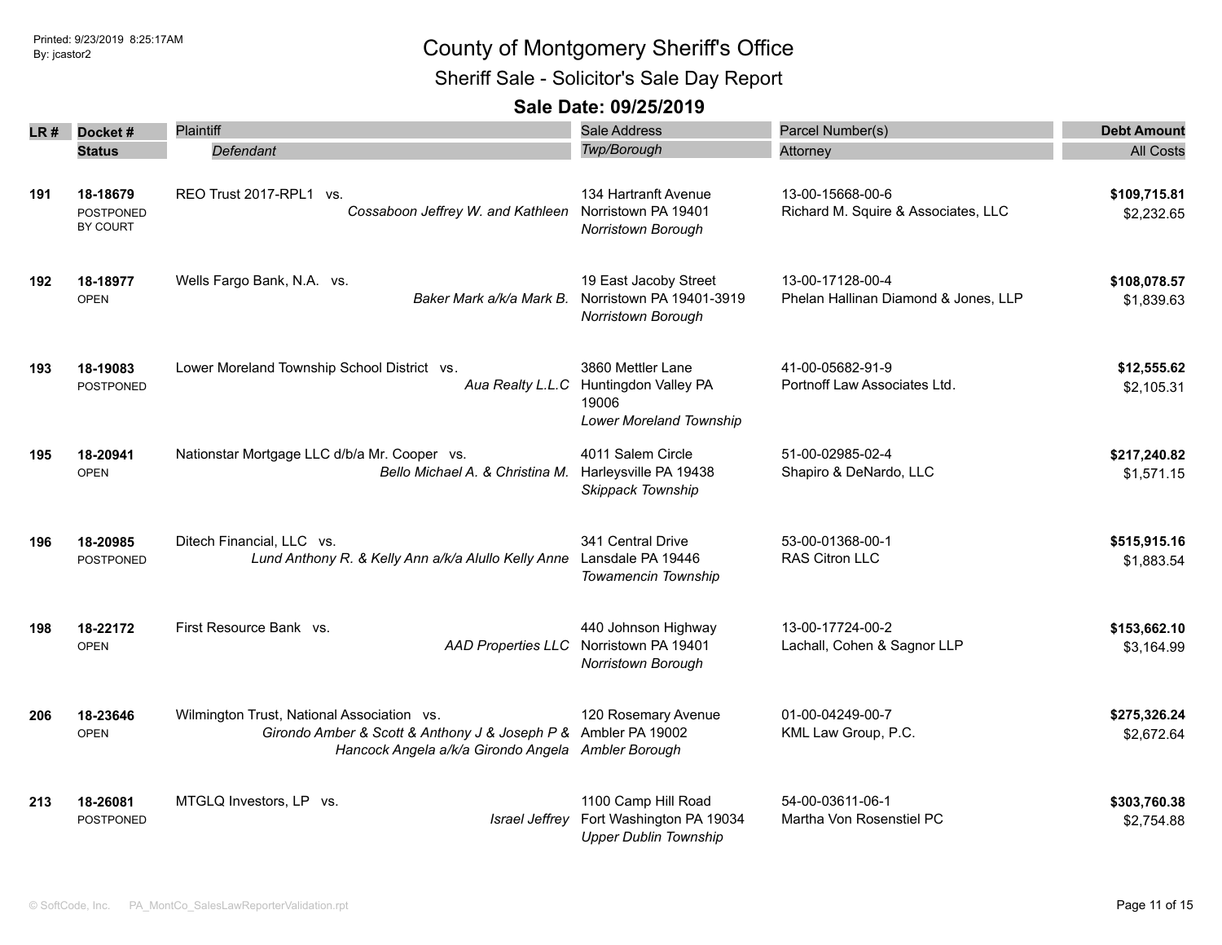# County of Montgomery Sheriff's Office

## Sheriff Sale - Solicitor's Sale Day Report

### Sale Date: 09/25/2019

Printed: 9/23/2019 8:25:17AM
By: jcastor2

| LR # | Docket # / Status | Plaintiff / *Defendant* | Sale Address / *Twp/Borough* | Parcel Number(s) / Attorney | Debt Amount / All Costs |
|---|---|---|---|---|---|
| 191 | **18-18679** POSTPONED BY COURT | REO Trust 2017-RPL1 vs. *Cossaboon Jeffrey W. and Kathleen* | 134 Hartranft Avenue Norristown PA 19401 *Norristown Borough* | 13-00-15668-00-6 Richard M. Squire & Associates, LLC | **$109,715.81** $2,232.65 |
| 192 | **18-18977** OPEN | Wells Fargo Bank, N.A. vs. *Baker Mark a/k/a Mark B.* | 19 East Jacoby Street Norristown PA 19401-3919 *Norristown Borough* | 13-00-17128-00-4 Phelan Hallinan Diamond & Jones, LLP | **$108,078.57** $1,839.63 |
| 193 | **18-19083** POSTPONED | Lower Moreland Township School District vs. *Aua Realty L.L.C* | 3860 Mettler Lane Huntingdon Valley PA 19006 *Lower Moreland Township* | 41-00-05682-91-9 Portnoff Law Associates Ltd. | **$12,555.62** $2,105.31 |
| 195 | **18-20941** OPEN | Nationstar Mortgage LLC d/b/a Mr. Cooper vs. *Bello Michael A. & Christina M.* | 4011 Salem Circle Harleysville PA 19438 *Skippack Township* | 51-00-02985-02-4 Shapiro & DeNardo, LLC | **$217,240.82** $1,571.15 |
| 196 | **18-20985** POSTPONED | Ditech Financial, LLC vs. *Lund Anthony R. & Kelly Ann a/k/a Alullo Kelly Anne* | 341 Central Drive Lansdale PA 19446 *Towamencin Township* | 53-00-01368-00-1 RAS Citron LLC | **$515,915.16** $1,883.54 |
| 198 | **18-22172** OPEN | First Resource Bank vs. *AAD Properties LLC* | 440 Johnson Highway Norristown PA 19401 *Norristown Borough* | 13-00-17724-00-2 Lachall, Cohen & Sagnor LLP | **$153,662.10** $3,164.99 |
| 206 | **18-23646** OPEN | Wilmington Trust, National Association vs. *Girondo Amber & Scott & Anthony J & Joseph P & Hancock Angela a/k/a Girondo Angela* | 120 Rosemary Avenue Ambler PA 19002 *Ambler Borough* | 01-00-04249-00-7 KML Law Group, P.C. | **$275,326.24** $2,672.64 |
| 213 | **18-26081** POSTPONED | MTGLQ Investors, LP vs. *Israel Jeffrey* | 1100 Camp Hill Road Fort Washington PA 19034 *Upper Dublin Township* | 54-00-03611-06-1 Martha Von Rosenstiel PC | **$303,760.38** $2,754.88 |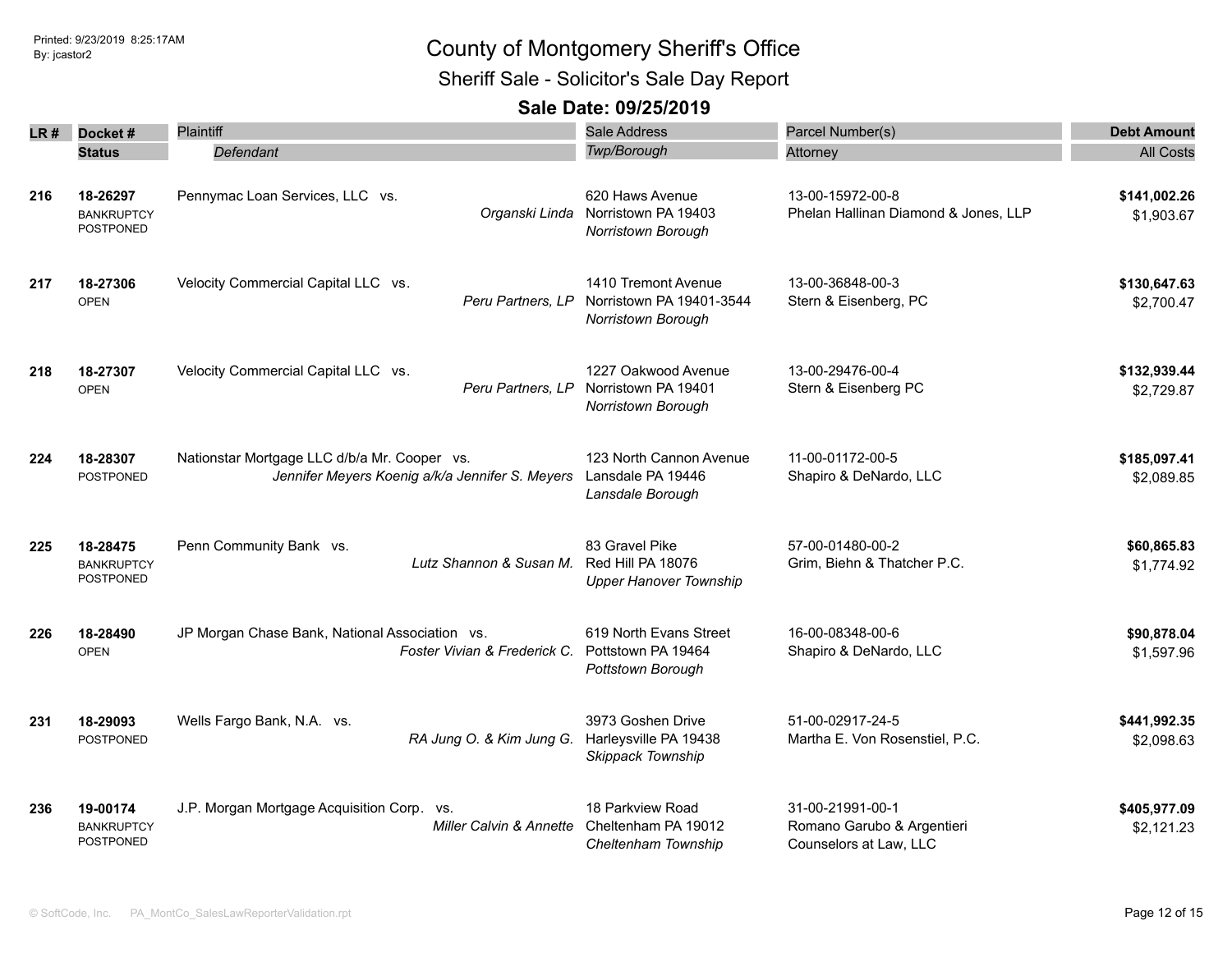# County of Montgomery Sheriff's Office

## Sheriff Sale - Solicitor's Sale Day Report

### Sale Date: 09/25/2019

Printed: 9/23/2019 8:25:17AM
By: jcastor2

| LR # | Docket # / Status | Plaintiff / Defendant | Sale Address / Twp/Borough | Parcel Number(s) / Attorney | Debt Amount / All Costs |
|---|---|---|---|---|---|
| 216 | 18-26297<br>BANKRUPTCY<br>POSTPONED | Pennymac Loan Services, LLC vs.<br>*Organski Linda* | 620 Haws Avenue<br>Norristown PA 19403<br>*Norristown Borough* | 13-00-15972-00-8<br>Phelan Hallinan Diamond & Jones, LLP | **$141,002.26**<br>$1,903.67 |
| 217 | 18-27306<br>OPEN | Velocity Commercial Capital LLC vs.<br>*Peru Partners, LP* | 1410 Tremont Avenue<br>Norristown PA 19401-3544<br>*Norristown Borough* | 13-00-36848-00-3<br>Stern & Eisenberg, PC | **$130,647.63**<br>$2,700.47 |
| 218 | 18-27307<br>OPEN | Velocity Commercial Capital LLC vs.<br>*Peru Partners, LP* | 1227 Oakwood Avenue<br>Norristown PA 19401<br>*Norristown Borough* | 13-00-29476-00-4<br>Stern & Eisenberg PC | **$132,939.44**<br>$2,729.87 |
| 224 | 18-28307<br>POSTPONED | Nationstar Mortgage LLC d/b/a Mr. Cooper vs.<br>*Jennifer Meyers Koenig a/k/a Jennifer S. Meyers* | 123 North Cannon Avenue<br>Lansdale PA 19446<br>*Lansdale Borough* | 11-00-01172-00-5<br>Shapiro & DeNardo, LLC | **$185,097.41**<br>$2,089.85 |
| 225 | 18-28475<br>BANKRUPTCY<br>POSTPONED | Penn Community Bank vs.<br>*Lutz Shannon & Susan M.* | 83 Gravel Pike<br>Red Hill PA 18076<br>*Upper Hanover Township* | 57-00-01480-00-2<br>Grim, Biehn & Thatcher P.C. | **$60,865.83**<br>$1,774.92 |
| 226 | 18-28490<br>OPEN | JP Morgan Chase Bank, National Association vs.<br>*Foster Vivian & Frederick C.* | 619 North Evans Street<br>Pottstown PA 19464<br>*Pottstown Borough* | 16-00-08348-00-6<br>Shapiro & DeNardo, LLC | **$90,878.04**<br>$1,597.96 |
| 231 | 18-29093<br>POSTPONED | Wells Fargo Bank, N.A. vs.<br>*RA Jung O. & Kim Jung G.* | 3973 Goshen Drive<br>Harleysville PA 19438<br>*Skippack Township* | 51-00-02917-24-5<br>Martha E. Von Rosenstiel, P.C. | **$441,992.35**<br>$2,098.63 |
| 236 | 19-00174<br>BANKRUPTCY<br>POSTPONED | J.P. Morgan Mortgage Acquisition Corp. vs.<br>*Miller Calvin & Annette* | 18 Parkview Road<br>Cheltenham PA 19012<br>*Cheltenham Township* | 31-00-21991-00-1<br>Romano Garubo & Argentieri Counselors at Law, LLC | **$405,977.09**<br>$2,121.23 |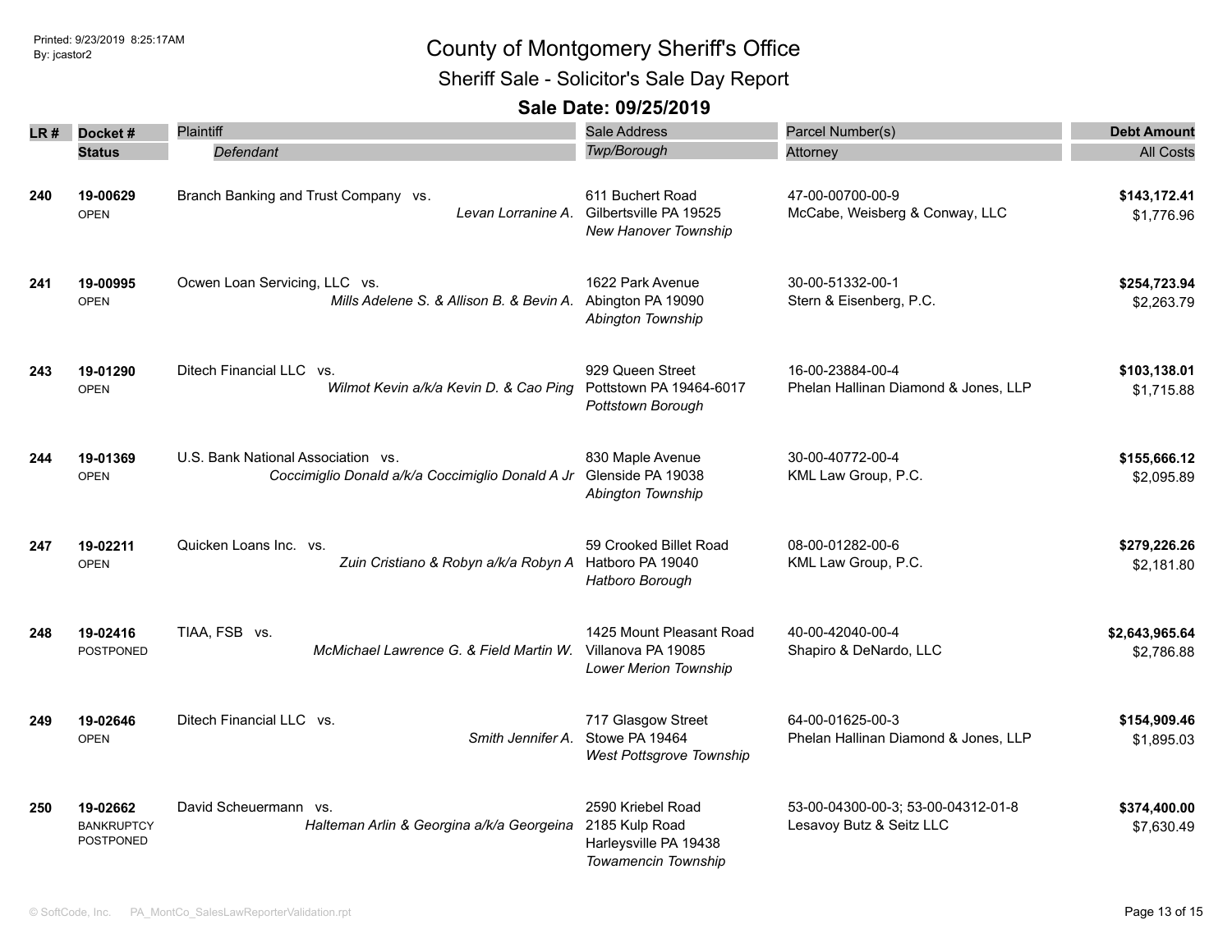# County of Montgomery Sheriff's Office

## Sheriff Sale - Solicitor's Sale Day Report

### Sale Date: 09/25/2019

| LR # | Docket # / Status | Plaintiff / *Defendant* | Sale Address / *Twp/Borough* | Parcel Number(s) / Attorney | Debt Amount / All Costs |
|---|---|---|---|---|---|
| 240 | **19-00629** OPEN | Branch Banking and Trust Company vs. *Levan Lorranine A.* | 611 Buchert Road Gilbertsville PA 19525 *New Hanover Township* | 47-00-00700-00-9 McCabe, Weisberg & Conway, LLC | **$143,172.41** $1,776.96 |
| 241 | **19-00995** OPEN | Ocwen Loan Servicing, LLC vs. *Mills Adelene S. & Allison B. & Bevin A.* | 1622 Park Avenue Abington PA 19090 *Abington Township* | 30-00-51332-00-1 Stern & Eisenberg, P.C. | **$254,723.94** $2,263.79 |
| 243 | **19-01290** OPEN | Ditech Financial LLC vs. *Wilmot Kevin a/k/a Kevin D. & Cao Ping* | 929 Queen Street Pottstown PA 19464-6017 *Pottstown Borough* | 16-00-23884-00-4 Phelan Hallinan Diamond & Jones, LLP | **$103,138.01** $1,715.88 |
| 244 | **19-01369** OPEN | U.S. Bank National Association vs. *Coccimiglio Donald a/k/a Coccimiglio Donald A Jr* | 830 Maple Avenue Glenside PA 19038 *Abington Township* | 30-00-40772-00-4 KML Law Group, P.C. | **$155,666.12** $2,095.89 |
| 247 | **19-02211** OPEN | Quicken Loans Inc. vs. *Zuin Cristiano & Robyn a/k/a Robyn A* | 59 Crooked Billet Road Hatboro PA 19040 *Hatboro Borough* | 08-00-01282-00-6 KML Law Group, P.C. | **$279,226.26** $2,181.80 |
| 248 | **19-02416** POSTPONED | TIAA, FSB vs. *McMichael Lawrence G. & Field Martin W.* | 1425 Mount Pleasant Road Villanova PA 19085 *Lower Merion Township* | 40-00-42040-00-4 Shapiro & DeNardo, LLC | **$2,643,965.64** $2,786.88 |
| 249 | **19-02646** OPEN | Ditech Financial LLC vs. *Smith Jennifer A.* | 717 Glasgow Street Stowe PA 19464 *West Pottsgrove Township* | 64-00-01625-00-3 Phelan Hallinan Diamond & Jones, LLP | **$154,909.46** $1,895.03 |
| 250 | **19-02662** BANKRUPTCY POSTPONED | David Scheuermann vs. *Halteman Arlin & Georgina a/k/a Georgeina* | 2590 Kriebel Road 2185 Kulp Road Harleysville PA 19438 *Towamencin Township* | 53-00-04300-00-3; 53-00-04312-01-8 Lesavoy Butz & Seitz LLC | **$374,400.00** $7,630.49 |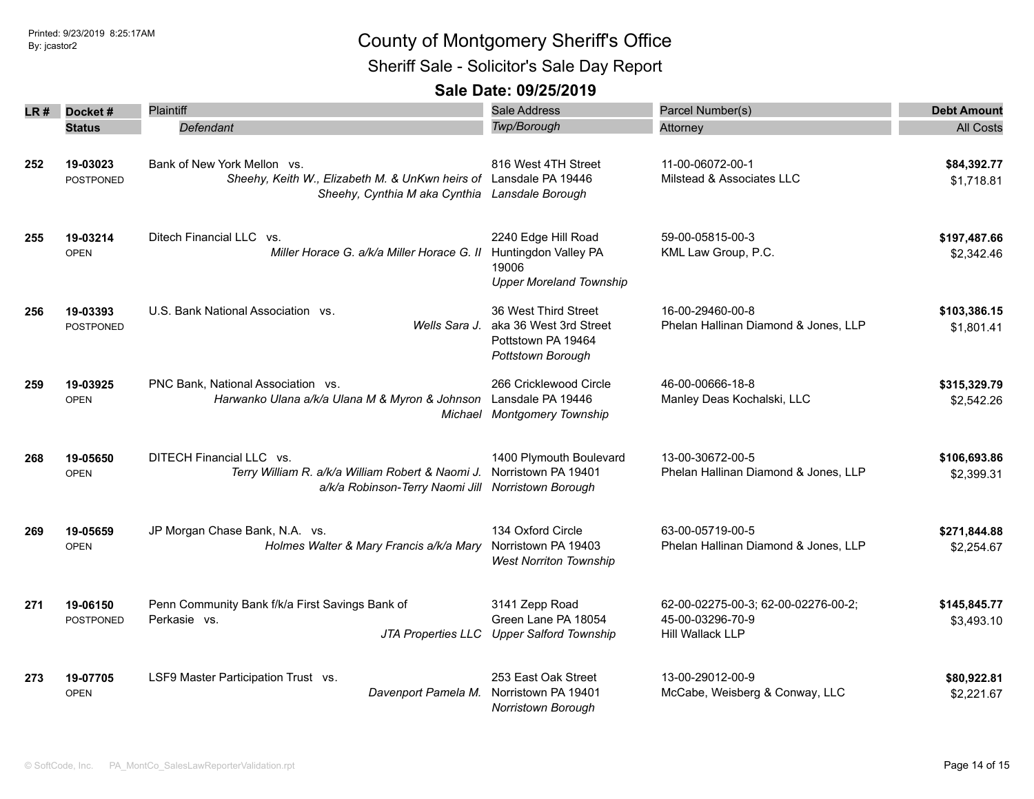# County of Montgomery Sheriff's Office

## Sheriff Sale - Solicitor's Sale Day Report

### Sale Date: 09/25/2019

Printed: 9/23/2019 8:25:17AM
By: jcastor2

| LR # | Docket # / Status | Plaintiff / *Defendant* | Sale Address / *Twp/Borough* | Parcel Number(s) / Attorney | Debt Amount / All Costs |
|---|---|---|---|---|---|
| 252 | 19-03023 POSTPONED | Bank of New York Mellon vs. *Sheehy, Keith W., Elizabeth M. & UnKwn heirs of Sheehy, Cynthia M aka Cynthia* | 816 West 4TH Street Lansdale PA 19446 *Lansdale Borough* | 11-00-06072-00-1 Milstead & Associates LLC | **$84,392.77** $1,718.81 |
| 255 | 19-03214 OPEN | Ditech Financial LLC vs. *Miller Horace G. a/k/a Miller Horace G. II* | 2240 Edge Hill Road Huntingdon Valley PA 19006 *Upper Moreland Township* | 59-00-05815-00-3 KML Law Group, P.C. | **$197,487.66** $2,342.46 |
| 256 | 19-03393 POSTPONED | U.S. Bank National Association vs. *Wells Sara J.* | 36 West Third Street aka 36 West 3rd Street Pottstown PA 19464 *Pottstown Borough* | 16-00-29460-00-8 Phelan Hallinan Diamond & Jones, LLP | **$103,386.15** $1,801.41 |
| 259 | 19-03925 OPEN | PNC Bank, National Association vs. *Harwanko Ulana a/k/a Ulana M & Myron & Johnson Michael* | 266 Cricklewood Circle Lansdale PA 19446 *Montgomery Township* | 46-00-00666-18-8 Manley Deas Kochalski, LLC | **$315,329.79** $2,542.26 |
| 268 | 19-05650 OPEN | DITECH Financial LLC vs. *Terry William R. a/k/a William Robert & Naomi J. a/k/a Robinson-Terry Naomi Jill* | 1400 Plymouth Boulevard Norristown PA 19401 *Norristown Borough* | 13-00-30672-00-5 Phelan Hallinan Diamond & Jones, LLP | **$106,693.86** $2,399.31 |
| 269 | 19-05659 OPEN | JP Morgan Chase Bank, N.A. vs. *Holmes Walter & Mary Francis a/k/a Mary* | 134 Oxford Circle Norristown PA 19403 *West Norriton Township* | 63-00-05719-00-5 Phelan Hallinan Diamond & Jones, LLP | **$271,844.88** $2,254.67 |
| 271 | 19-06150 POSTPONED | Penn Community Bank f/k/a First Savings Bank of Perkasie vs. *JTA Properties LLC* | 3141 Zepp Road Green Lane PA 18054 *Upper Salford Township* | 62-00-02275-00-3; 62-00-02276-00-2; 45-00-03296-70-9 Hill Wallack LLP | **$145,845.77** $3,493.10 |
| 273 | 19-07705 OPEN | LSF9 Master Participation Trust vs. *Davenport Pamela M.* | 253 East Oak Street Norristown PA 19401 *Norristown Borough* | 13-00-29012-00-9 McCabe, Weisberg & Conway, LLC | **$80,922.81** $2,221.67 |

© SoftCode, Inc. PA_MontCo_SalesLawReporterValidation.rpt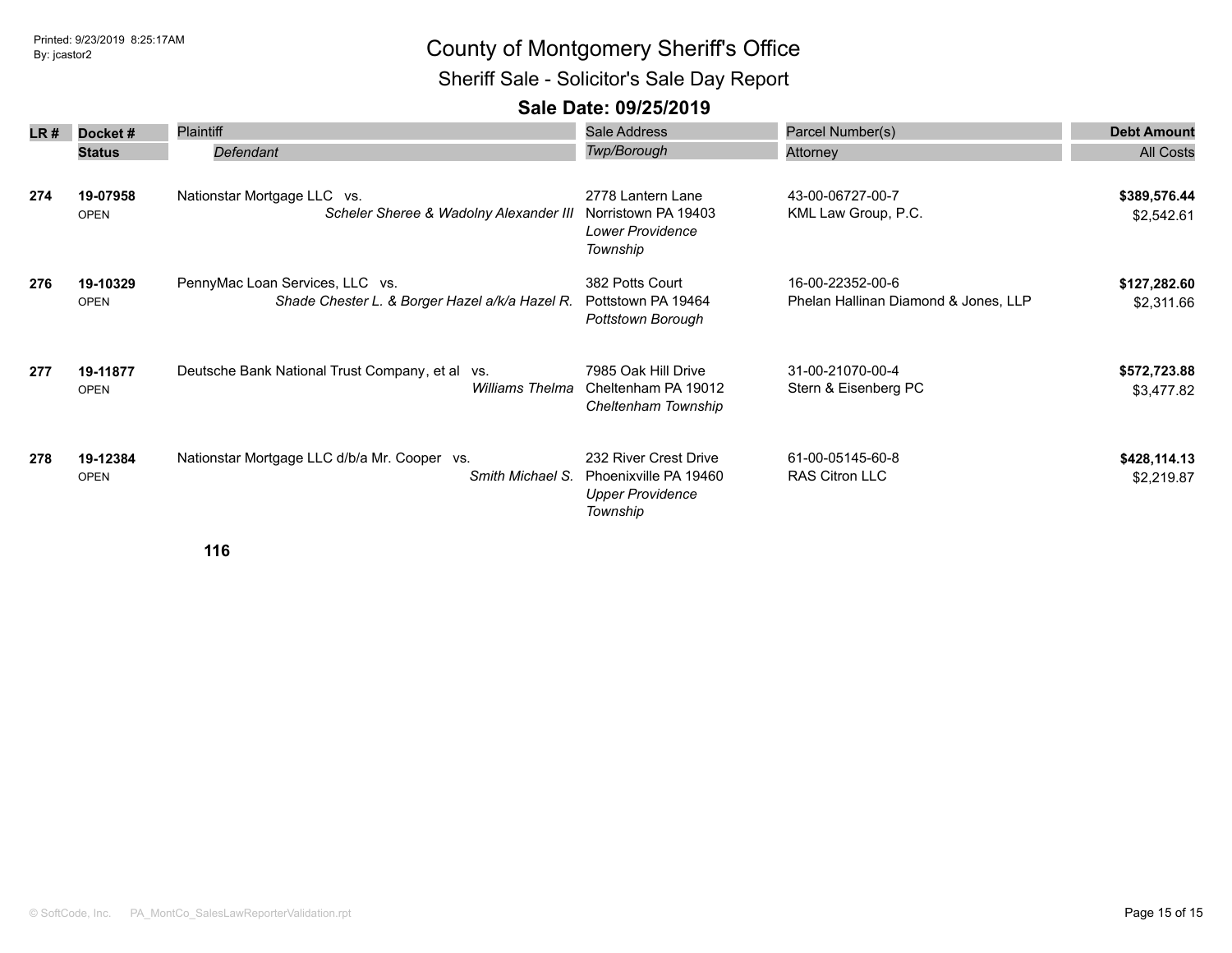Printed: 9/23/2019 8:25:17AM
By: jcastor2

# County of Montgomery Sheriff's Office

## Sheriff Sale - Solicitor's Sale Day Report

### Sale Date: 09/25/2019

| LR # | Docket # / Status | Plaintiff / Defendant | Sale Address / Twp/Borough | Parcel Number(s) / Attorney | Debt Amount / All Costs |
|---|---|---|---|---|---|
| 274 | **19-07958** OPEN | Nationstar Mortgage LLC vs. *Scheler Sheree & Wadolny Alexander III* | 2778 Lantern Lane Norristown PA 19403 *Lower Providence Township* | 43-00-06727-00-7 KML Law Group, P.C. | **$389,576.44** $2,542.61 |
| 276 | **19-10329** OPEN | PennyMac Loan Services, LLC vs. *Shade Chester L. & Borger Hazel a/k/a Hazel R.* | 382 Potts Court Pottstown PA 19464 *Pottstown Borough* | 16-00-22352-00-6 Phelan Hallinan Diamond & Jones, LLP | **$127,282.60** $2,311.66 |
| 277 | **19-11877** OPEN | Deutsche Bank National Trust Company, et al vs. *Williams Thelma* | 7985 Oak Hill Drive Cheltenham PA 19012 *Cheltenham Township* | 31-00-21070-00-4 Stern & Eisenberg PC | **$572,723.88** $3,477.82 |
| 278 | **19-12384** OPEN | Nationstar Mortgage LLC d/b/a Mr. Cooper vs. *Smith Michael S.* | 232 River Crest Drive Phoenixville PA 19460 *Upper Providence Township* | 61-00-05145-60-8 RAS Citron LLC | **$428,114.13** $2,219.87 |

**116**

© SoftCode, Inc. PA_MontCo_SalesLawReporterValidation.rpt